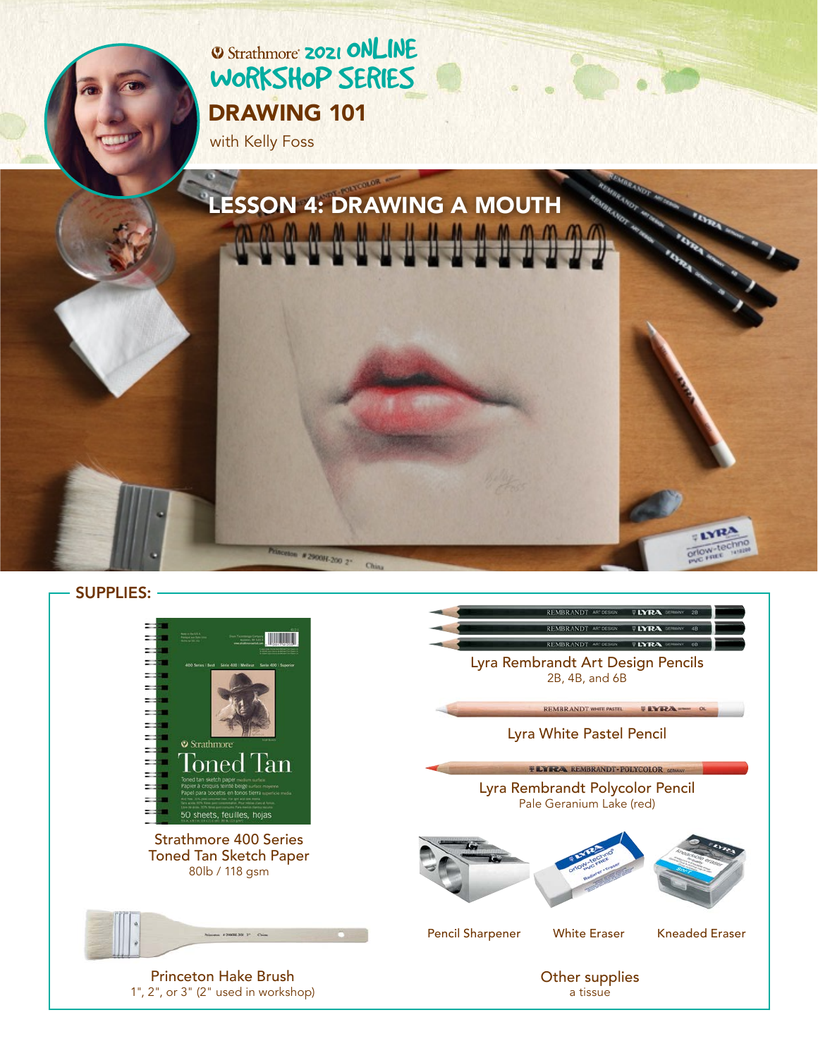Strathmore 2021 ONLINE WORKSHOP SERIES

# DRAWING 101

with Kelly Foss

## LESSON 4: DRAWING A MOUTH

## SUPPLIES:

**Strathmore 400 Series Toned Tan Sketch Paper**
80lb / 118 gsm

**Princeton Hake Brush**
1", 2", or 3" (2" used in workshop)

**Lyra Rembrandt Art Design Pencils**
2B, 4B, and 6B

**Lyra White Pastel Pencil**

**Lyra Rembrandt Polycolor Pencil**
Pale Geranium Lake (red)

**Pencil Sharpener**

**White Eraser**

**Kneaded Eraser**

**Other supplies**
a tissue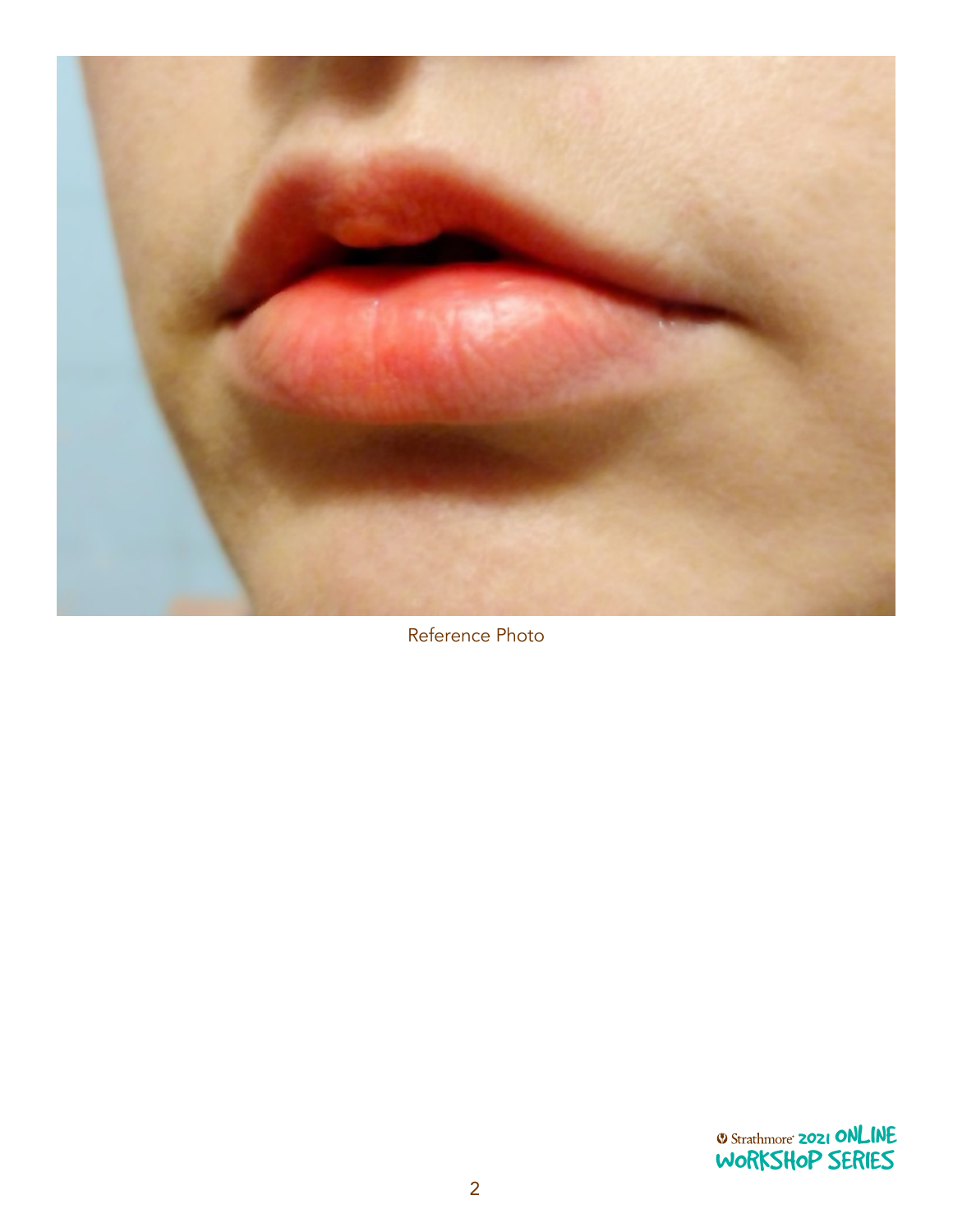Reference Photo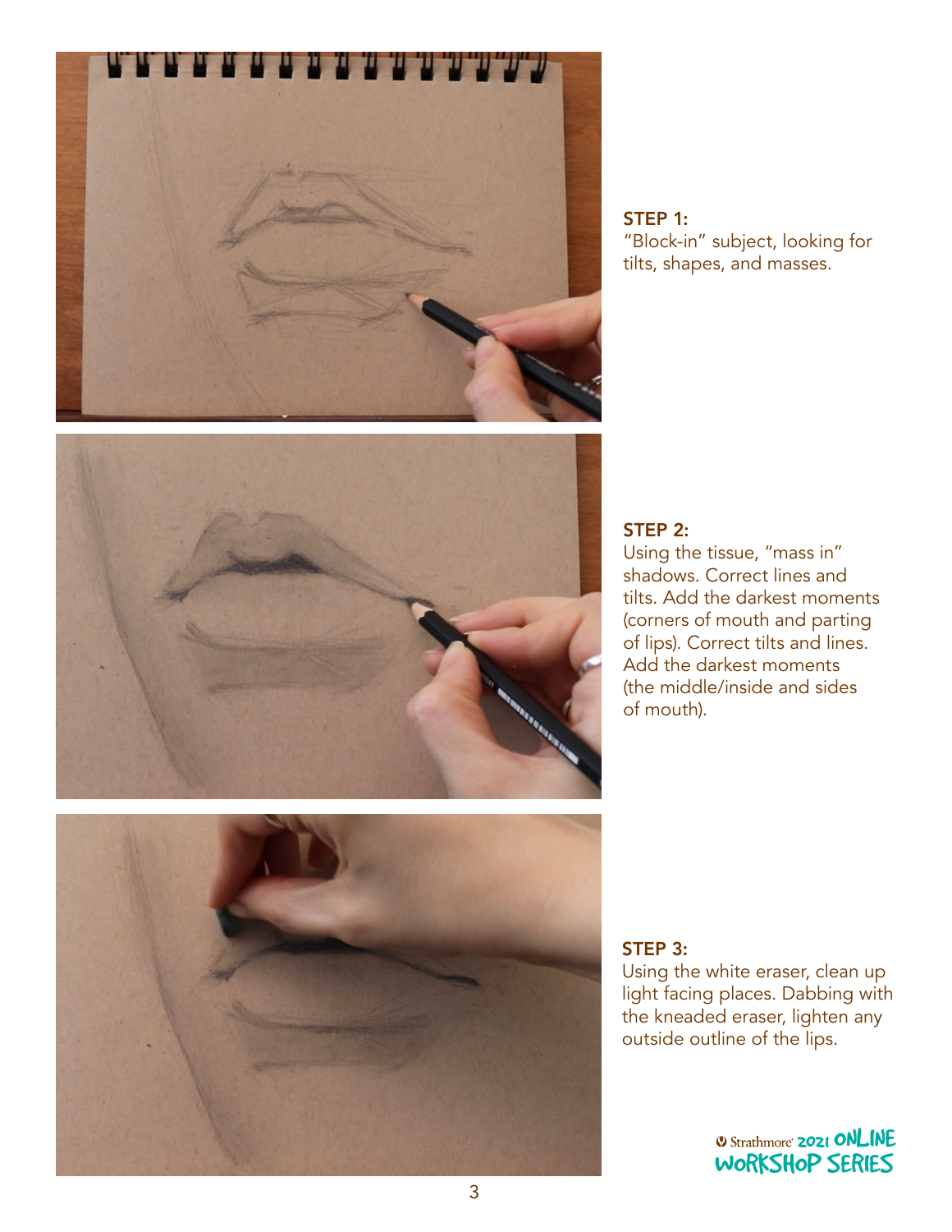**STEP 1:**
"Block-in" subject, looking for tilts, shapes, and masses.

**STEP 2:**
Using the tissue, "mass in" shadows. Correct lines and tilts. Add the darkest moments (corners of mouth and parting of lips). Correct tilts and lines. Add the darkest moments (the middle/inside and sides of mouth).

**STEP 3:**
Using the white eraser, clean up light facing places. Dabbing with the kneaded eraser, lighten any outside outline of the lips.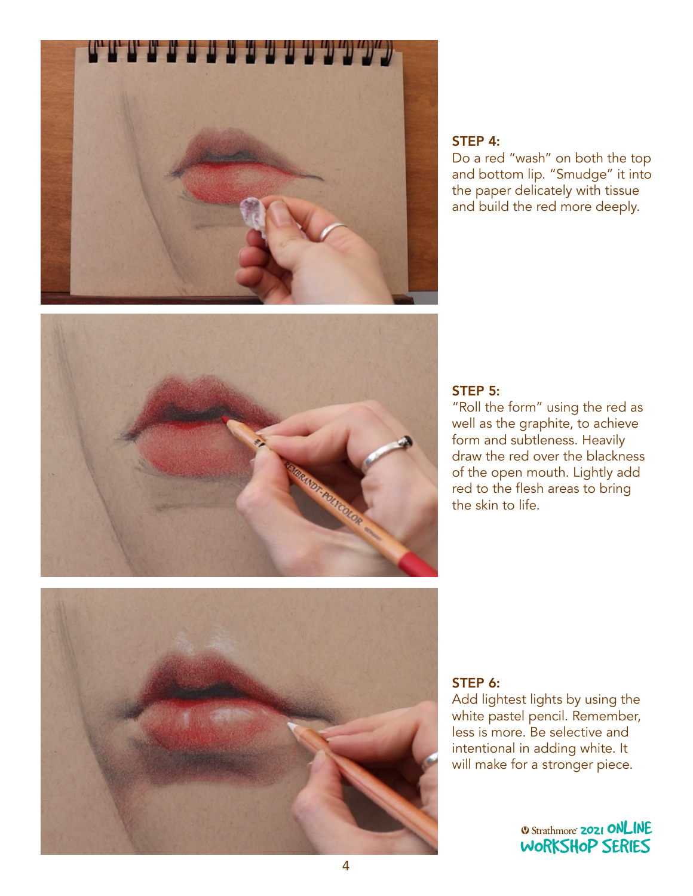**STEP 4:**
Do a red "wash" on both the top and bottom lip. "Smudge" it into the paper delicately with tissue and build the red more deeply.

**STEP 5:**
"Roll the form" using the red as well as the graphite, to achieve form and subtleness. Heavily draw the red over the blackness of the open mouth. Lightly add red to the flesh areas to bring the skin to life.

**STEP 6:**
Add lightest lights by using the white pastel pencil. Remember, less is more. Be selective and intentional in adding white. It will make for a stronger piece.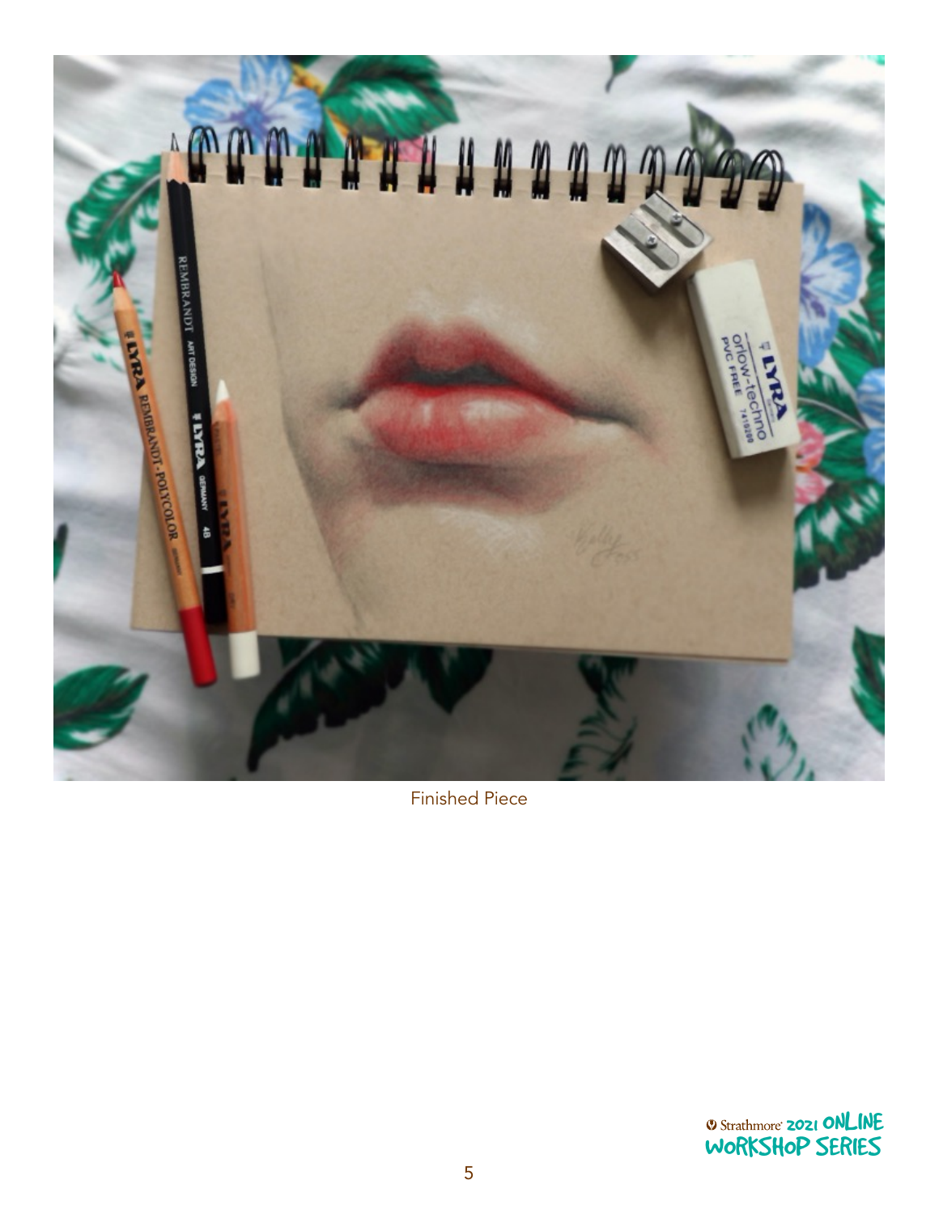Finished Piece